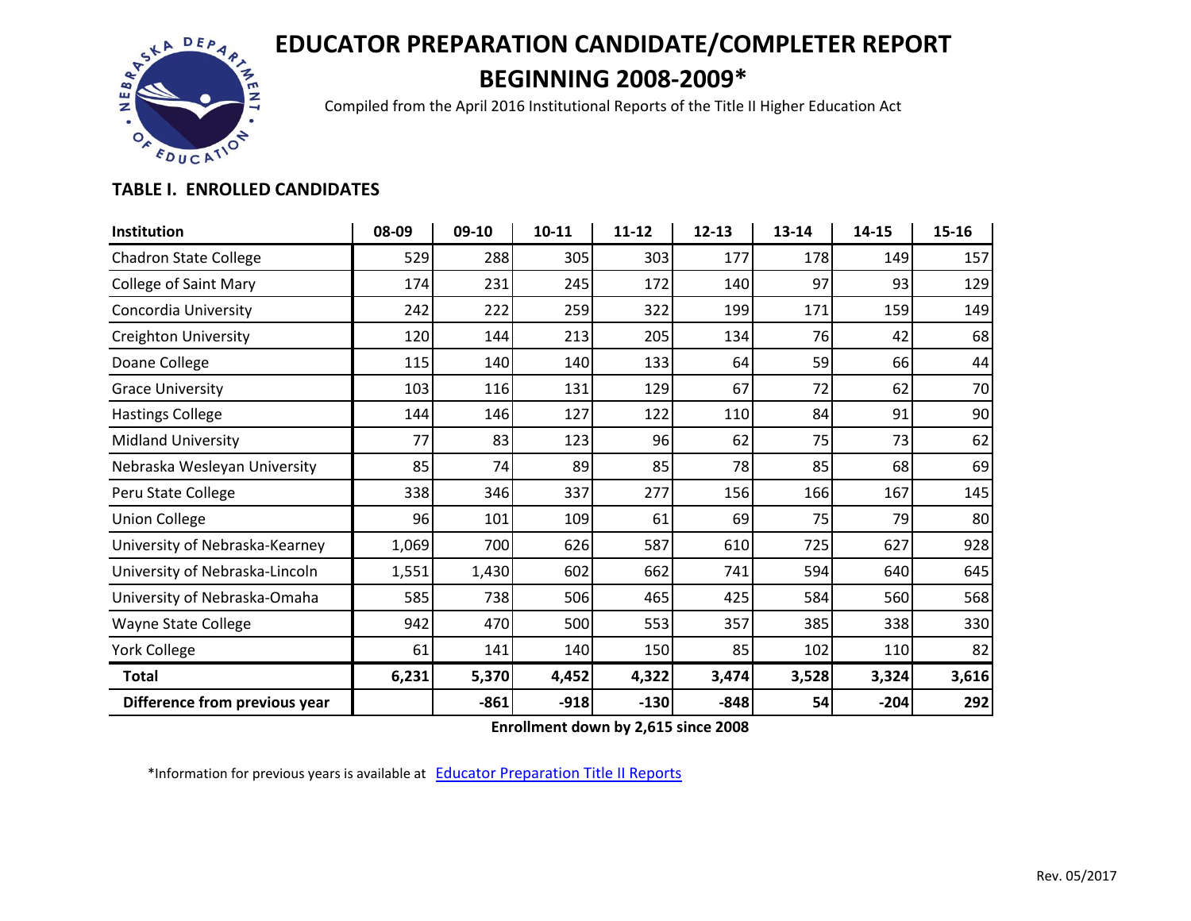# EDUCATOR PREPARATION CANDIDATE/COMPLETER REPORT BEGINNING 2008-2009*

Compiled from the April 2016 Institutional Reports of the Title II Higher Education Act

## TABLE I. ENROLLED CANDIDATES

| Institution | 08-09 | 09-10 | 10-11 | 11-12 | 12-13 | 13-14 | 14-15 | 15-16 |
|---|---|---|---|---|---|---|---|---|
| Chadron State College | 529 | 288 | 305 | 303 | 177 | 178 | 149 | 157 |
| College of Saint Mary | 174 | 231 | 245 | 172 | 140 | 97 | 93 | 129 |
| Concordia University | 242 | 222 | 259 | 322 | 199 | 171 | 159 | 149 |
| Creighton University | 120 | 144 | 213 | 205 | 134 | 76 | 42 | 68 |
| Doane College | 115 | 140 | 140 | 133 | 64 | 59 | 66 | 44 |
| Grace University | 103 | 116 | 131 | 129 | 67 | 72 | 62 | 70 |
| Hastings College | 144 | 146 | 127 | 122 | 110 | 84 | 91 | 90 |
| Midland University | 77 | 83 | 123 | 96 | 62 | 75 | 73 | 62 |
| Nebraska Wesleyan University | 85 | 74 | 89 | 85 | 78 | 85 | 68 | 69 |
| Peru State College | 338 | 346 | 337 | 277 | 156 | 166 | 167 | 145 |
| Union College | 96 | 101 | 109 | 61 | 69 | 75 | 79 | 80 |
| University of Nebraska-Kearney | 1,069 | 700 | 626 | 587 | 610 | 725 | 627 | 928 |
| University of Nebraska-Lincoln | 1,551 | 1,430 | 602 | 662 | 741 | 594 | 640 | 645 |
| University of Nebraska-Omaha | 585 | 738 | 506 | 465 | 425 | 584 | 560 | 568 |
| Wayne State College | 942 | 470 | 500 | 553 | 357 | 385 | 338 | 330 |
| York College | 61 | 141 | 140 | 150 | 85 | 102 | 110 | 82 |
| **Total** | **6,231** | **5,370** | **4,452** | **4,322** | **3,474** | **3,528** | **3,324** | **3,616** |
| **Difference from previous year** | | **-861** | **-918** | **-130** | **-848** | **54** | **-204** | **292** |

**Enrollment down by 2,615 since 2008**

*Information for previous years is available at Educator Preparation Title II Reports

Rev. 05/2017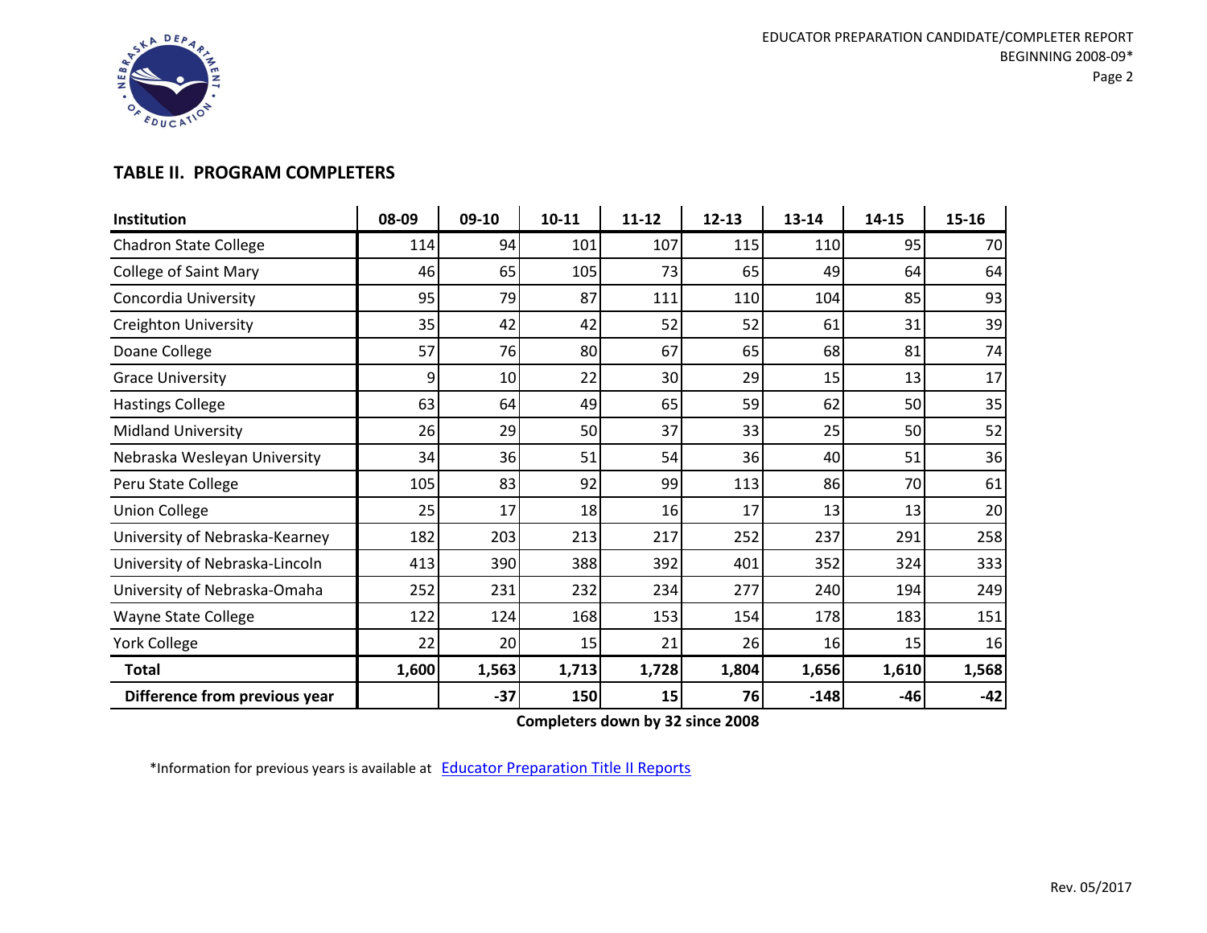## TABLE II. PROGRAM COMPLETERS

| Institution | 08-09 | 09-10 | 10-11 | 11-12 | 12-13 | 13-14 | 14-15 | 15-16 |
|---|---|---|---|---|---|---|---|---|
| Chadron State College | 114 | 94 | 101 | 107 | 115 | 110 | 95 | 70 |
| College of Saint Mary | 46 | 65 | 105 | 73 | 65 | 49 | 64 | 64 |
| Concordia University | 95 | 79 | 87 | 111 | 110 | 104 | 85 | 93 |
| Creighton University | 35 | 42 | 42 | 52 | 52 | 61 | 31 | 39 |
| Doane College | 57 | 76 | 80 | 67 | 65 | 68 | 81 | 74 |
| Grace University | 9 | 10 | 22 | 30 | 29 | 15 | 13 | 17 |
| Hastings College | 63 | 64 | 49 | 65 | 59 | 62 | 50 | 35 |
| Midland University | 26 | 29 | 50 | 37 | 33 | 25 | 50 | 52 |
| Nebraska Wesleyan University | 34 | 36 | 51 | 54 | 36 | 40 | 51 | 36 |
| Peru State College | 105 | 83 | 92 | 99 | 113 | 86 | 70 | 61 |
| Union College | 25 | 17 | 18 | 16 | 17 | 13 | 13 | 20 |
| University of Nebraska-Kearney | 182 | 203 | 213 | 217 | 252 | 237 | 291 | 258 |
| University of Nebraska-Lincoln | 413 | 390 | 388 | 392 | 401 | 352 | 324 | 333 |
| University of Nebraska-Omaha | 252 | 231 | 232 | 234 | 277 | 240 | 194 | 249 |
| Wayne State College | 122 | 124 | 168 | 153 | 154 | 178 | 183 | 151 |
| York College | 22 | 20 | 15 | 21 | 26 | 16 | 15 | 16 |
| **Total** | **1,600** | **1,563** | **1,713** | **1,728** | **1,804** | **1,656** | **1,610** | **1,568** |
| **Difference from previous year** | | **-37** | **150** | **15** | **76** | **-148** | **-46** | **-42** |

**Completers down by 32 since 2008**

*Information for previous years is available at Educator Preparation Title II Reports

Rev. 05/2017